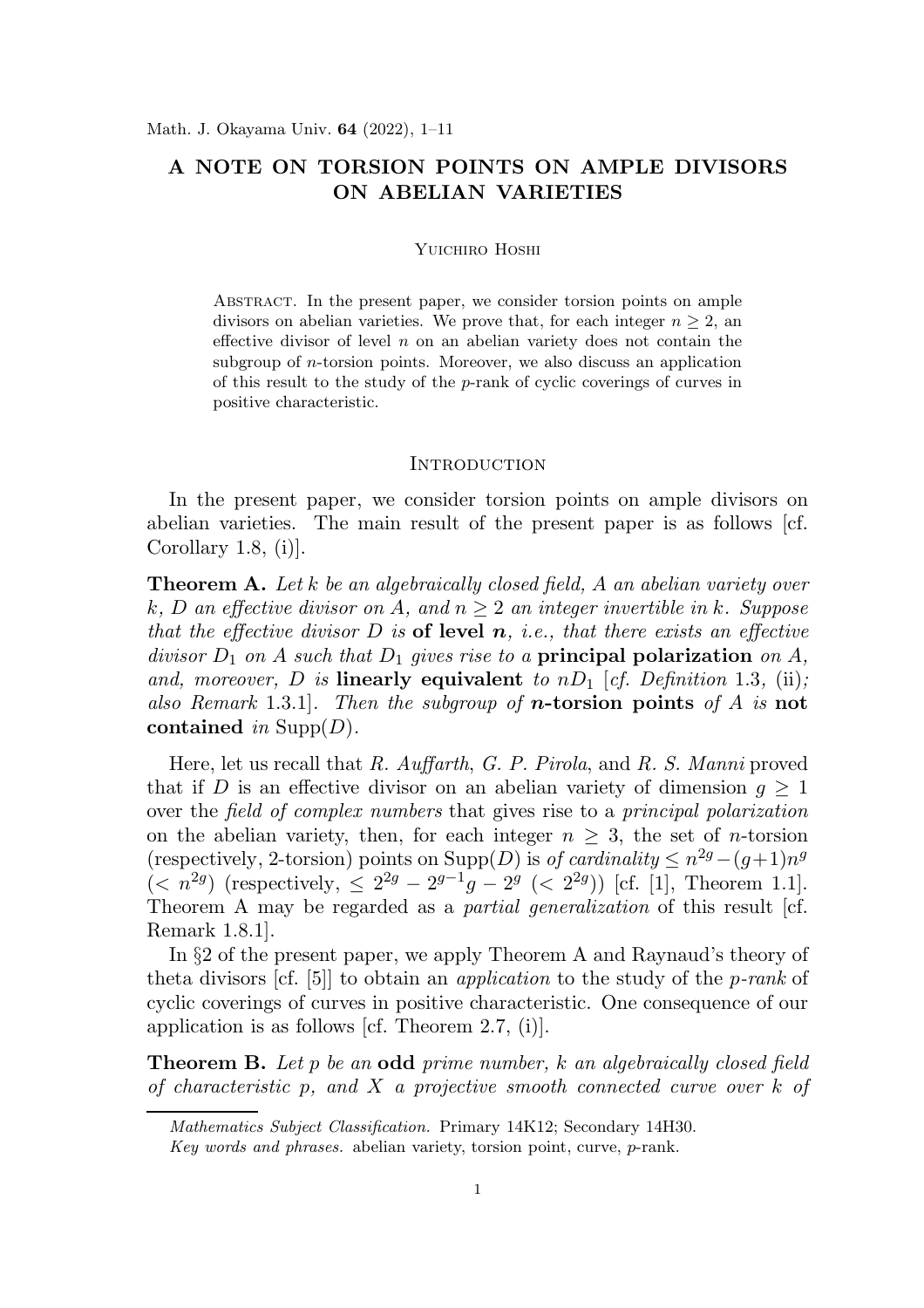# A NOTE ON TORSION POINTS ON AMPLE DIVISORS ON ABELIAN VARIETIES

Yuichiro Hoshi

Abstract. In the present paper, we consider torsion points on ample divisors on abelian varieties. We prove that, for each integer $n \geq 2$, an effective divisor of level $n$ on an abelian variety does not contain the subgroup of $n$-torsion points. Moreover, we also discuss an application of this result to the study of the $p$-rank of cyclic coverings of curves in positive characteristic.

## Introduction

In the present paper, we consider torsion points on ample divisors on abelian varieties. The main result of the present paper is as follows [cf. Corollary 1.8, (i)].

**Theorem A.** *Let $k$ be an algebraically closed field, $A$ an abelian variety over $k$, $D$ an effective divisor on $A$, and $n \geq 2$ an integer invertible in $k$. Suppose that the effective divisor $D$ is* **of level $n$**, *i.e., that there exists an effective divisor $D_1$ on $A$ such that $D_1$ gives rise to a* **principal polarization** *on $A$, and, moreover, $D$ is* **linearly equivalent** *to $nD_1$ [cf. Definition 1.3, (ii); also Remark 1.3.1]. Then the subgroup of* **$n$-torsion points** *of $A$ is* **not contained** *in $\mathrm{Supp}(D)$.*

Here, let us recall that *R. Auffarth*, *G. P. Pirola*, and *R. S. Manni* proved that if $D$ is an effective divisor on an abelian variety of dimension $g \geq 1$ over the *field of complex numbers* that gives rise to a *principal polarization* on the abelian variety, then, for each integer $n \geq 3$, the set of $n$-torsion (respectively, 2-torsion) points on $\mathrm{Supp}(D)$ is *of cardinality* $\leq n^{2g} - (g+1)n^g$ $(< n^{2g})$ (respectively, $\leq 2^{2g} - 2^{g-1}g - 2^g$ $(< 2^{2g})$) [cf. [1], Theorem 1.1]. Theorem A may be regarded as a *partial generalization* of this result [cf. Remark 1.8.1].

In §2 of the present paper, we apply Theorem A and Raynaud's theory of theta divisors [cf. [5]] to obtain an *application* to the study of the *p-rank* of cyclic coverings of curves in positive characteristic. One consequence of our application is as follows [cf. Theorem 2.7, (i)].

**Theorem B.** *Let $p$ be an* **odd** *prime number, $k$ an algebraically closed field of characteristic $p$, and $X$ a projective smooth connected curve over $k$ of*

---

*Mathematics Subject Classification.* Primary 14K12; Secondary 14H30.

*Key words and phrases.* abelian variety, torsion point, curve, $p$-rank.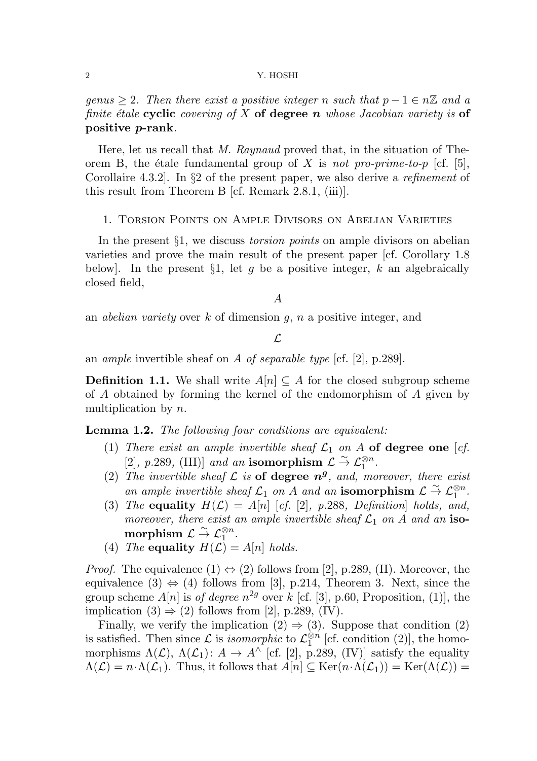*genus $\geq 2$. Then there exist a positive integer $n$ such that $p-1 \in n\mathbb{Z}$ and a finite étale* **cyclic** *covering of $X$* **of degree $n$** *whose Jacobian variety is* **of positive $p$-rank**.

Here, let us recall that *M. Raynaud* proved that, in the situation of Theorem B, the étale fundamental group of $X$ is *not pro-prime-to-$p$* [cf. [5], Corollaire 4.3.2]. In §2 of the present paper, we also derive a *refinement* of this result from Theorem B [cf. Remark 2.8.1, (iii)].

## 1. Torsion Points on Ample Divisors on Abelian Varieties

In the present §1, we discuss *torsion points* on ample divisors on abelian varieties and prove the main result of the present paper [cf. Corollary 1.8 below]. In the present §1, let $g$ be a positive integer, $k$ an algebraically closed field,

$$A$$

an *abelian variety* over $k$ of dimension $g$, $n$ a positive integer, and

$$\mathcal{L}$$

an *ample* invertible sheaf on $A$ *of separable type* [cf. [2], p.289].

**Definition 1.1.** We shall write $A[n] \subseteq A$ for the closed subgroup scheme of $A$ obtained by forming the kernel of the endomorphism of $A$ given by multiplication by $n$.

**Lemma 1.2.** *The following four conditions are equivalent:*

1. *There exist an ample invertible sheaf $\mathcal{L}_1$ on $A$* **of degree one** [*cf.* [2], *p.289,* (III)] *and an* **isomorphism** $\mathcal{L} \xrightarrow{\sim} \mathcal{L}_1^{\otimes n}$.
2. *The invertible sheaf $\mathcal{L}$ is* **of degree $n^g$**, *and, moreover, there exist an ample invertible sheaf $\mathcal{L}_1$ on $A$ and an* **isomorphism** $\mathcal{L} \xrightarrow{\sim} \mathcal{L}_1^{\otimes n}$.
3. *The* **equality** $H(\mathcal{L}) = A[n]$ [*cf.* [2], *p.288, Definition*] *holds, and, moreover, there exist an ample invertible sheaf $\mathcal{L}_1$ on $A$ and an* **isomorphism** $\mathcal{L} \xrightarrow{\sim} \mathcal{L}_1^{\otimes n}$.
4. *The* **equality** $H(\mathcal{L}) = A[n]$ *holds.*

*Proof.* The equivalence (1) $\Leftrightarrow$ (2) follows from [2], p.289, (II). Moreover, the equivalence (3) $\Leftrightarrow$ (4) follows from [3], p.214, Theorem 3. Next, since the group scheme $A[n]$ is *of degree* $n^{2g}$ over $k$ [cf. [3], p.60, Proposition, (1)], the implication (3) $\Rightarrow$ (2) follows from [2], p.289, (IV).

Finally, we verify the implication (2) $\Rightarrow$ (3). Suppose that condition (2) is satisfied. Then since $\mathcal{L}$ is *isomorphic* to $\mathcal{L}_1^{\otimes n}$ [cf. condition (2)], the homomorphisms $\Lambda(\mathcal{L})$, $\Lambda(\mathcal{L}_1)\colon A \to A^{\wedge}$ [cf. [2], p.289, (IV)] satisfy the equality $\Lambda(\mathcal{L}) = n\cdot\Lambda(\mathcal{L}_1)$. Thus, it follows that $A[n] \subseteq \mathrm{Ker}(n\cdot\Lambda(\mathcal{L}_1)) = \mathrm{Ker}(\Lambda(\mathcal{L})) =$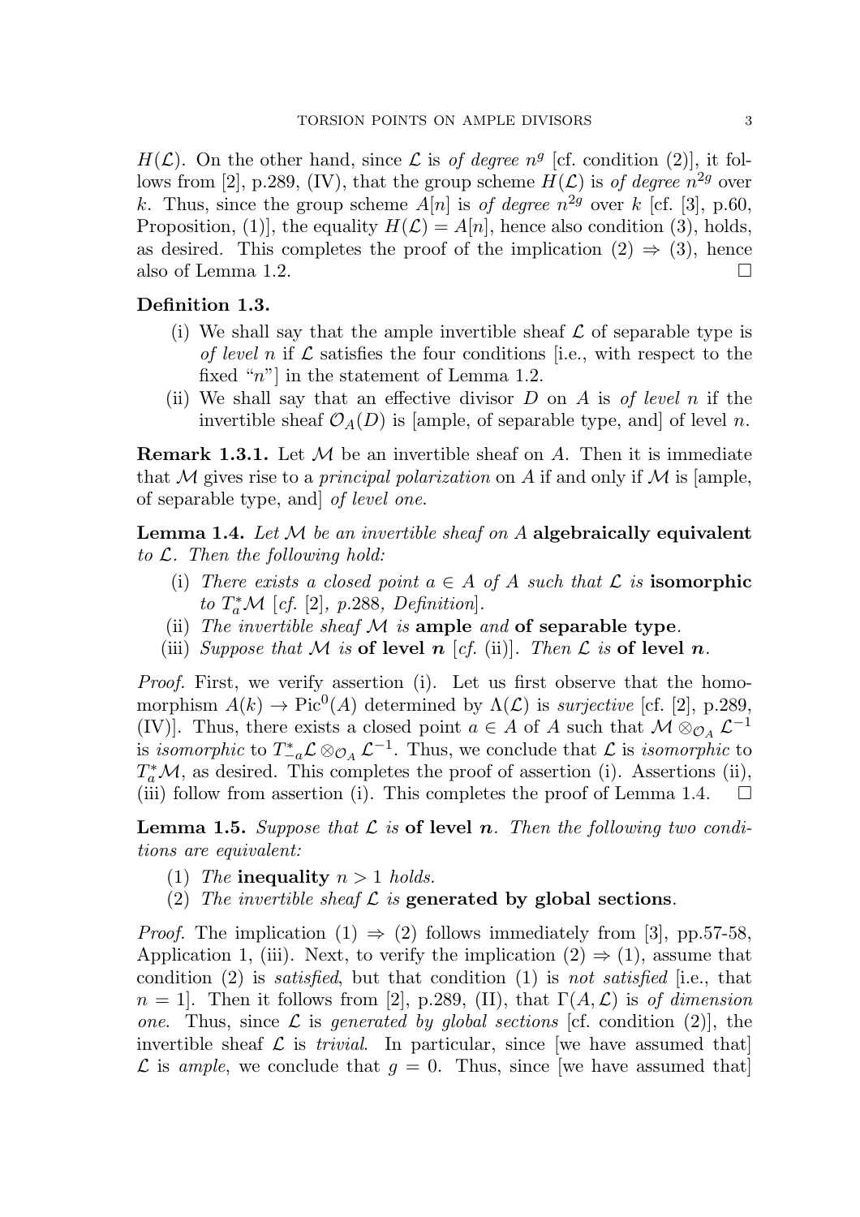$H(\mathcal{L})$. On the other hand, since $\mathcal{L}$ is *of degree* $n^g$ [cf. condition (2)], it follows from [2], p.289, (IV), that the group scheme $H(\mathcal{L})$ is *of degree* $n^{2g}$ over $k$. Thus, since the group scheme $A[n]$ is *of degree* $n^{2g}$ over $k$ [cf. [3], p.60, Proposition, (1)], the equality $H(\mathcal{L}) = A[n]$, hence also condition (3), holds, as desired. This completes the proof of the implication (2) $\Rightarrow$ (3), hence also of Lemma 1.2. $\square$

**Definition 1.3.**

(i) We shall say that the ample invertible sheaf $\mathcal{L}$ of separable type is *of level* $n$ if $\mathcal{L}$ satisfies the four conditions [i.e., with respect to the fixed "$n$"] in the statement of Lemma 1.2.

(ii) We shall say that an effective divisor $D$ on $A$ is *of level* $n$ if the invertible sheaf $\mathcal{O}_A(D)$ is [ample, of separable type, and] of level $n$.

**Remark 1.3.1.** Let $\mathcal{M}$ be an invertible sheaf on $A$. Then it is immediate that $\mathcal{M}$ gives rise to a *principal polarization* on $A$ if and only if $\mathcal{M}$ is [ample, of separable type, and] *of level one*.

**Lemma 1.4.** *Let $\mathcal{M}$ be an invertible sheaf on $A$* **algebraically equivalent** *to $\mathcal{L}$. Then the following hold:*

(i) *There exists a closed point $a \in A$ of $A$ such that $\mathcal{L}$ is* **isomorphic** *to $T_a^*\mathcal{M}$ [cf. [2], p.288, Definition].*

(ii) *The invertible sheaf $\mathcal{M}$ is* **ample** *and* **of separable type**.

(iii) *Suppose that $\mathcal{M}$ is* **of level $n$** *[cf. (ii)]. Then $\mathcal{L}$ is* **of level $n$**.

*Proof.* First, we verify assertion (i). Let us first observe that the homomorphism $A(k) \to \mathrm{Pic}^0(A)$ determined by $\Lambda(\mathcal{L})$ is *surjective* [cf. [2], p.289, (IV)]. Thus, there exists a closed point $a \in A$ of $A$ such that $\mathcal{M} \otimes_{\mathcal{O}_A} \mathcal{L}^{-1}$ is *isomorphic* to $T_{-a}^*\mathcal{L} \otimes_{\mathcal{O}_A} \mathcal{L}^{-1}$. Thus, we conclude that $\mathcal{L}$ is *isomorphic* to $T_a^*\mathcal{M}$, as desired. This completes the proof of assertion (i). Assertions (ii), (iii) follow from assertion (i). This completes the proof of Lemma 1.4. $\square$

**Lemma 1.5.** *Suppose that $\mathcal{L}$ is* **of level $n$**. *Then the following two conditions are equivalent:*

(1) *The* **inequality** $n > 1$ *holds.*

(2) *The invertible sheaf $\mathcal{L}$ is* **generated by global sections**.

*Proof.* The implication (1) $\Rightarrow$ (2) follows immediately from [3], pp.57-58, Application 1, (iii). Next, to verify the implication (2) $\Rightarrow$ (1), assume that condition (2) is *satisfied*, but that condition (1) is *not satisfied* [i.e., that $n = 1$]. Then it follows from [2], p.289, (II), that $\Gamma(A, \mathcal{L})$ is *of dimension one*. Thus, since $\mathcal{L}$ is *generated by global sections* [cf. condition (2)], the invertible sheaf $\mathcal{L}$ is *trivial*. In particular, since [we have assumed that] $\mathcal{L}$ is *ample*, we conclude that $g = 0$. Thus, since [we have assumed that]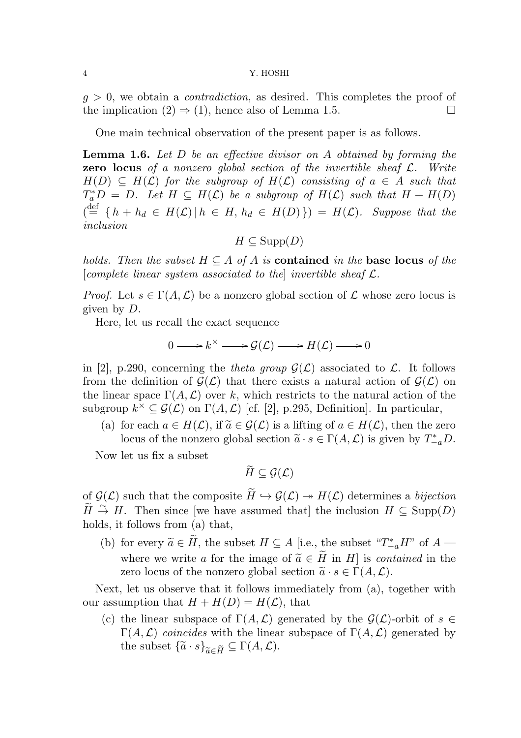$g > 0$, we obtain a *contradiction*, as desired. This completes the proof of the implication (2) $\Rightarrow$ (1), hence also of Lemma 1.5. $\square$

One main technical observation of the present paper is as follows.

**Lemma 1.6.** *Let $D$ be an effective divisor on $A$ obtained by forming the* **zero locus** *of a nonzero global section of the invertible sheaf $\mathcal{L}$. Write $H(D) \subseteq H(\mathcal{L})$ for the subgroup of $H(\mathcal{L})$ consisting of $a \in A$ such that $T_a^* D = D$. Let $H \subseteq H(\mathcal{L})$ be a subgroup of $H(\mathcal{L})$ such that $H + H(D)$ ($\stackrel{\text{def}}{=} \{ h + h_d \in H(\mathcal{L}) \mid h \in H, h_d \in H(D) \}$) $= H(\mathcal{L})$. Suppose that the inclusion*

$$H \subseteq \mathrm{Supp}(D)$$

*holds. Then the subset $H \subseteq A$ of $A$ is* **contained** *in the* **base locus** *of the [complete linear system associated to the] invertible sheaf $\mathcal{L}$.*

*Proof.* Let $s \in \Gamma(A, \mathcal{L})$ be a nonzero global section of $\mathcal{L}$ whose zero locus is given by $D$.

Here, let us recall the exact sequence

$$0 \longrightarrow k^\times \longrightarrow \mathcal{G}(\mathcal{L}) \longrightarrow H(\mathcal{L}) \longrightarrow 0$$

in [2], p.290, concerning the *theta group* $\mathcal{G}(\mathcal{L})$ associated to $\mathcal{L}$. It follows from the definition of $\mathcal{G}(\mathcal{L})$ that there exists a natural action of $\mathcal{G}(\mathcal{L})$ on the linear space $\Gamma(A, \mathcal{L})$ over $k$, which restricts to the natural action of the subgroup $k^\times \subseteq \mathcal{G}(\mathcal{L})$ on $\Gamma(A, \mathcal{L})$ [cf. [2], p.295, Definition]. In particular,

(a) for each $a \in H(\mathcal{L})$, if $\widetilde{a} \in \mathcal{G}(\mathcal{L})$ is a lifting of $a \in H(\mathcal{L})$, then the zero locus of the nonzero global section $\widetilde{a} \cdot s \in \Gamma(A, \mathcal{L})$ is given by $T_{-a}^* D$.

Now let us fix a subset

$$\widetilde{H} \subseteq \mathcal{G}(\mathcal{L})$$

of $\mathcal{G}(\mathcal{L})$ such that the composite $\widetilde{H} \hookrightarrow \mathcal{G}(\mathcal{L}) \twoheadrightarrow H(\mathcal{L})$ determines a *bijection* $\widetilde{H} \xrightarrow{\sim} H$. Then since [we have assumed that] the inclusion $H \subseteq \mathrm{Supp}(D)$ holds, it follows from (a) that,

(b) for every $\widetilde{a} \in \widetilde{H}$, the subset $H \subseteq A$ [i.e., the subset "$T_{-a}^* H$" of $A$ — where we write $a$ for the image of $\widetilde{a} \in \widetilde{H}$ in $H$] is *contained* in the zero locus of the nonzero global section $\widetilde{a} \cdot s \in \Gamma(A, \mathcal{L})$.

Next, let us observe that it follows immediately from (a), together with our assumption that $H + H(D) = H(\mathcal{L})$, that

(c) the linear subspace of $\Gamma(A, \mathcal{L})$ generated by the $\mathcal{G}(\mathcal{L})$-orbit of $s \in \Gamma(A, \mathcal{L})$ *coincides* with the linear subspace of $\Gamma(A, \mathcal{L})$ generated by the subset $\{\widetilde{a} \cdot s\}_{\widetilde{a} \in \widetilde{H}} \subseteq \Gamma(A, \mathcal{L})$.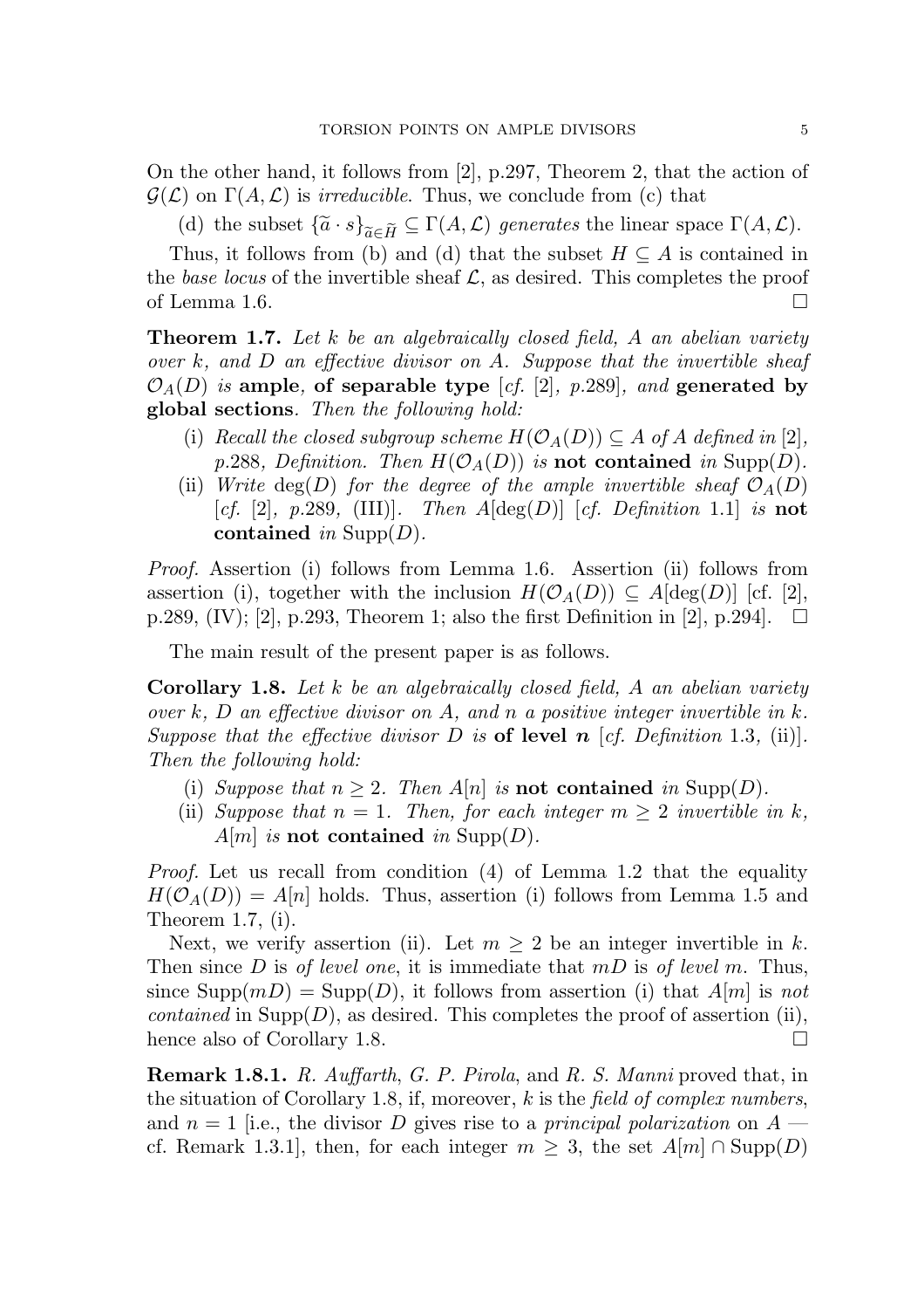On the other hand, it follows from [2], p.297, Theorem 2, that the action of $\mathcal{G}(\mathcal{L})$ on $\Gamma(A, \mathcal{L})$ is *irreducible*. Thus, we conclude from (c) that

(d) the subset $\{\widetilde{a} \cdot s\}_{\widetilde{a} \in \widetilde{H}} \subseteq \Gamma(A, \mathcal{L})$ *generates* the linear space $\Gamma(A, \mathcal{L})$.

Thus, it follows from (b) and (d) that the subset $H \subseteq A$ is contained in the *base locus* of the invertible sheaf $\mathcal{L}$, as desired. This completes the proof of Lemma 1.6. $\square$

**Theorem 1.7.** *Let $k$ be an algebraically closed field, $A$ an abelian variety over $k$, and $D$ an effective divisor on $A$. Suppose that the invertible sheaf $\mathcal{O}_A(D)$ is* **ample**, **of separable type** *[cf. [2], p.289], and* **generated by global sections**. *Then the following hold:*

- (i) *Recall the closed subgroup scheme $H(\mathcal{O}_A(D)) \subseteq A$ of $A$ defined in [2], p.288, Definition. Then $H(\mathcal{O}_A(D))$ is* **not contained** *in* $\mathrm{Supp}(D)$.
- (ii) *Write $\deg(D)$ for the degree of the ample invertible sheaf $\mathcal{O}_A(D)$ [cf. [2], p.289, (III)]. Then $A[\deg(D)]$ [cf. Definition 1.1] is* **not contained** *in* $\mathrm{Supp}(D)$.

*Proof.* Assertion (i) follows from Lemma 1.6. Assertion (ii) follows from assertion (i), together with the inclusion $H(\mathcal{O}_A(D)) \subseteq A[\deg(D)]$ [cf. [2], p.289, (IV); [2], p.293, Theorem 1; also the first Definition in [2], p.294]. $\square$

The main result of the present paper is as follows.

**Corollary 1.8.** *Let $k$ be an algebraically closed field, $A$ an abelian variety over $k$, $D$ an effective divisor on $A$, and $n$ a positive integer invertible in $k$. Suppose that the effective divisor $D$ is* **of level $n$** *[cf. Definition 1.3, (ii)]. Then the following hold:*

- (i) *Suppose that $n \geq 2$. Then $A[n]$ is* **not contained** *in* $\mathrm{Supp}(D)$.
- (ii) *Suppose that $n = 1$. Then, for each integer $m \geq 2$ invertible in $k$, $A[m]$ is* **not contained** *in* $\mathrm{Supp}(D)$.

*Proof.* Let us recall from condition (4) of Lemma 1.2 that the equality $H(\mathcal{O}_A(D)) = A[n]$ holds. Thus, assertion (i) follows from Lemma 1.5 and Theorem 1.7, (i).

Next, we verify assertion (ii). Let $m \geq 2$ be an integer invertible in $k$. Then since $D$ is *of level one*, it is immediate that $mD$ is *of level $m$*. Thus, since $\mathrm{Supp}(mD) = \mathrm{Supp}(D)$, it follows from assertion (i) that $A[m]$ is *not contained* in $\mathrm{Supp}(D)$, as desired. This completes the proof of assertion (ii), hence also of Corollary 1.8. $\square$

**Remark 1.8.1.** *R. Auffarth*, *G. P. Pirola*, and *R. S. Manni* proved that, in the situation of Corollary 1.8, if, moreover, $k$ is the *field of complex numbers*, and $n = 1$ [i.e., the divisor $D$ gives rise to a *principal polarization* on $A$ — cf. Remark 1.3.1], then, for each integer $m \geq 3$, the set $A[m] \cap \mathrm{Supp}(D)$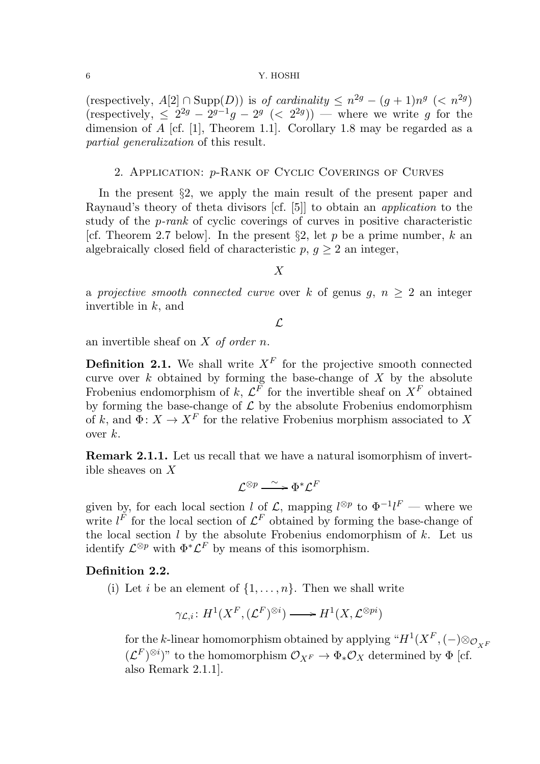(respectively, $A[2] \cap \mathrm{Supp}(D)$) is *of cardinality* $\leq n^{2g} - (g+1)n^g$ ($< n^{2g}$) (respectively, $\leq 2^{2g} - 2^{g-1}g - 2^g$ ($< 2^{2g}$)) — where we write $g$ for the dimension of $A$ [cf. [1], Theorem 1.1]. Corollary 1.8 may be regarded as a *partial generalization* of this result.

## 2. Application: $p$-Rank of Cyclic Coverings of Curves

In the present §2, we apply the main result of the present paper and Raynaud's theory of theta divisors [cf. [5]] to obtain an *application* to the study of the *p-rank* of cyclic coverings of curves in positive characteristic [cf. Theorem 2.7 below]. In the present §2, let $p$ be a prime number, $k$ an algebraically closed field of characteristic $p$, $g \geq 2$ an integer,

$$X$$

a *projective smooth connected curve* over $k$ of genus $g$, $n \geq 2$ an integer invertible in $k$, and

$$\mathcal{L}$$

an invertible sheaf on $X$ *of order* $n$.

**Definition 2.1.** We shall write $X^F$ for the projective smooth connected curve over $k$ obtained by forming the base-change of $X$ by the absolute Frobenius endomorphism of $k$, $\mathcal{L}^F$ for the invertible sheaf on $X^F$ obtained by forming the base-change of $\mathcal{L}$ by the absolute Frobenius endomorphism of $k$, and $\Phi \colon X \to X^F$ for the relative Frobenius morphism associated to $X$ over $k$.

**Remark 2.1.1.** Let us recall that we have a natural isomorphism of invertible sheaves on $X$

$$\mathcal{L}^{\otimes p} \xrightarrow{\sim} \Phi^*\mathcal{L}^F$$

given by, for each local section $l$ of $\mathcal{L}$, mapping $l^{\otimes p}$ to $\Phi^{-1}l^F$ — where we write $l^F$ for the local section of $\mathcal{L}^F$ obtained by forming the base-change of the local section $l$ by the absolute Frobenius endomorphism of $k$. Let us identify $\mathcal{L}^{\otimes p}$ with $\Phi^*\mathcal{L}^F$ by means of this isomorphism.

**Definition 2.2.**

(i) Let $i$ be an element of $\{1, \ldots, n\}$. Then we shall write

$$\gamma_{\mathcal{L},i} \colon H^1(X^F, (\mathcal{L}^F)^{\otimes i}) \longrightarrow H^1(X, \mathcal{L}^{\otimes pi})$$

for the $k$-linear homomorphism obtained by applying "$H^1(X^F, (-)\otimes_{\mathcal{O}_{X^F}} (\mathcal{L}^F)^{\otimes i})$" to the homomorphism $\mathcal{O}_{X^F} \to \Phi_*\mathcal{O}_X$ determined by $\Phi$ [cf. also Remark 2.1.1].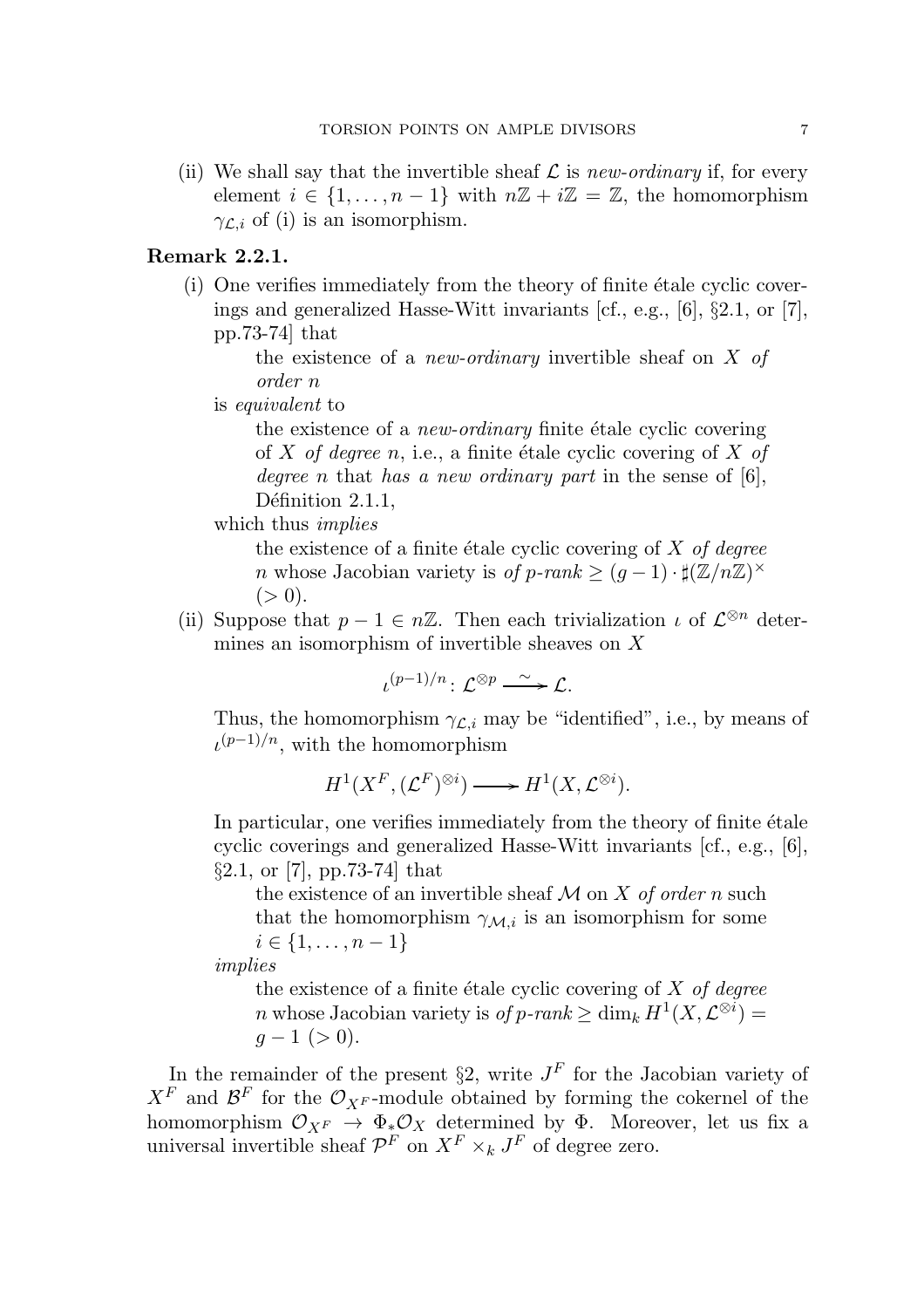(ii) We shall say that the invertible sheaf $\mathcal{L}$ is *new-ordinary* if, for every element $i \in \{1, \ldots, n-1\}$ with $n\mathbb{Z} + i\mathbb{Z} = \mathbb{Z}$, the homomorphism $\gamma_{\mathcal{L},i}$ of (i) is an isomorphism.

**Remark 2.2.1.**

(i) One verifies immediately from the theory of finite étale cyclic coverings and generalized Hasse-Witt invariants [cf., e.g., [6], §2.1, or [7], pp.73-74] that

> the existence of a *new-ordinary* invertible sheaf on $X$ *of order* $n$

is *equivalent* to

> the existence of a *new-ordinary* finite étale cyclic covering of $X$ *of degree* $n$, i.e., a finite étale cyclic covering of $X$ *of degree* $n$ that *has a new ordinary part* in the sense of [6], Définition 2.1.1,

which thus *implies*

> the existence of a finite étale cyclic covering of $X$ *of degree* $n$ whose Jacobian variety is *of p-rank* $\geq (g-1) \cdot \sharp(\mathbb{Z}/n\mathbb{Z})^{\times}$ $(> 0)$.

(ii) Suppose that $p - 1 \in n\mathbb{Z}$. Then each trivialization $\iota$ of $\mathcal{L}^{\otimes n}$ determines an isomorphism of invertible sheaves on $X$

$$\iota^{(p-1)/n} \colon \mathcal{L}^{\otimes p} \xrightarrow{\sim} \mathcal{L}.$$

Thus, the homomorphism $\gamma_{\mathcal{L},i}$ may be "identified", i.e., by means of $\iota^{(p-1)/n}$, with the homomorphism

$$H^1(X^F, (\mathcal{L}^F)^{\otimes i}) \longrightarrow H^1(X, \mathcal{L}^{\otimes i}).$$

In particular, one verifies immediately from the theory of finite étale cyclic coverings and generalized Hasse-Witt invariants [cf., e.g., [6], §2.1, or [7], pp.73-74] that

> the existence of an invertible sheaf $\mathcal{M}$ on $X$ *of order* $n$ such that the homomorphism $\gamma_{\mathcal{M},i}$ is an isomorphism for some $i \in \{1, \ldots, n-1\}$

*implies*

> the existence of a finite étale cyclic covering of $X$ *of degree* $n$ whose Jacobian variety is *of p-rank* $\geq \dim_k H^1(X, \mathcal{L}^{\otimes i}) = g - 1$ $(> 0)$.

In the remainder of the present §2, write $J^F$ for the Jacobian variety of $X^F$ and $\mathcal{B}^F$ for the $\mathcal{O}_{X^F}$-module obtained by forming the cokernel of the homomorphism $\mathcal{O}_{X^F} \to \Phi_* \mathcal{O}_X$ determined by $\Phi$. Moreover, let us fix a universal invertible sheaf $\mathcal{P}^F$ on $X^F \times_k J^F$ of degree zero.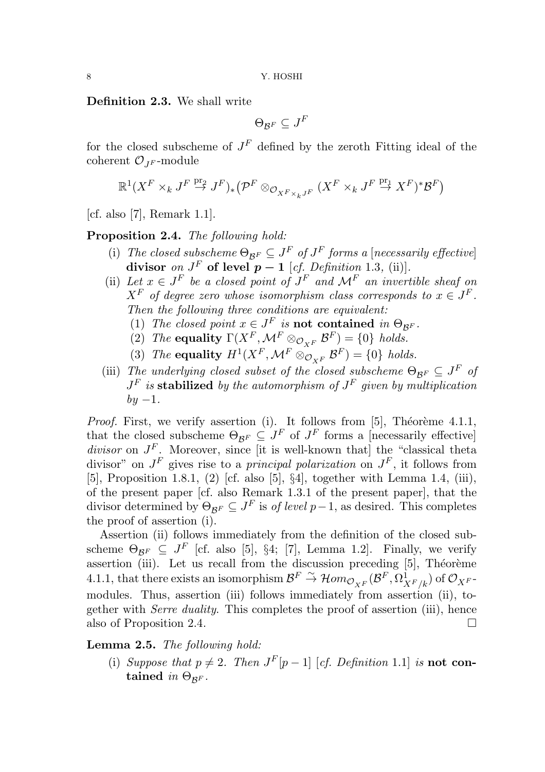**Definition 2.3.** We shall write

$$\Theta_{\mathcal{B}^F} \subseteq J^F$$

for the closed subscheme of $J^F$ defined by the zeroth Fitting ideal of the coherent $\mathcal{O}_{J^F}$-module

$$\mathbb{R}^1(X^F \times_k J^F \stackrel{\mathrm{pr}_2}{\to} J^F)_*\big(\mathcal{P}^F \otimes_{\mathcal{O}_{X^F \times_k J^F}} (X^F \times_k J^F \stackrel{\mathrm{pr}_1}{\to} X^F)^* \mathcal{B}^F\big)$$

[cf. also [7], Remark 1.1].

**Proposition 2.4.** *The following hold:*

(i) *The closed subscheme $\Theta_{\mathcal{B}^F} \subseteq J^F$ of $J^F$ forms a [necessarily effective]* **divisor** *on $J^F$* **of level $p-1$** *[cf. Definition 1.3, (ii)].*

(ii) *Let $x \in J^F$ be a closed point of $J^F$ and $\mathcal{M}^F$ an invertible sheaf on $X^F$ of degree zero whose isomorphism class corresponds to $x \in J^F$. Then the following three conditions are equivalent:*
   1. *The closed point $x \in J^F$ is* **not contained** *in $\Theta_{\mathcal{B}^F}$.*
   2. *The* **equality** *$\Gamma(X^F, \mathcal{M}^F \otimes_{\mathcal{O}_{X^F}} \mathcal{B}^F) = \{0\}$ holds.*
   3. *The* **equality** *$H^1(X^F, \mathcal{M}^F \otimes_{\mathcal{O}_{X^F}} \mathcal{B}^F) = \{0\}$ holds.*

(iii) *The underlying closed subset of the closed subscheme $\Theta_{\mathcal{B}^F} \subseteq J^F$ of $J^F$ is* **stabilized** *by the automorphism of $J^F$ given by multiplication by $-1$.*

*Proof.* First, we verify assertion (i). It follows from [5], Théorème 4.1.1, that the closed subscheme $\Theta_{\mathcal{B}^F} \subseteq J^F$ of $J^F$ forms a [necessarily effective] *divisor* on $J^F$. Moreover, since [it is well-known that] the "classical theta divisor" on $J^F$ gives rise to a *principal polarization* on $J^F$, it follows from [5], Proposition 1.8.1, (2) [cf. also [5], §4], together with Lemma 1.4, (iii), of the present paper [cf. also Remark 1.3.1 of the present paper], that the divisor determined by $\Theta_{\mathcal{B}^F} \subseteq J^F$ is *of level* $p-1$, as desired. This completes the proof of assertion (i).

Assertion (ii) follows immediately from the definition of the closed subscheme $\Theta_{\mathcal{B}^F} \subseteq J^F$ [cf. also [5], §4; [7], Lemma 1.2]. Finally, we verify assertion (iii). Let us recall from the discussion preceding [5], Théorème 4.1.1, that there exists an isomorphism $\mathcal{B}^F \stackrel{\sim}{\to} \mathcal{H}om_{\mathcal{O}_{X^F}}(\mathcal{B}^F, \Omega^1_{X^F/k})$ of $\mathcal{O}_{X^F}$-modules. Thus, assertion (iii) follows immediately from assertion (ii), together with *Serre duality*. This completes the proof of assertion (iii), hence also of Proposition 2.4. □

**Lemma 2.5.** *The following hold:*

(i) *Suppose that $p \neq 2$. Then $J^F[p-1]$ [cf. Definition 1.1] is* **not contained** *in $\Theta_{\mathcal{B}^F}$.*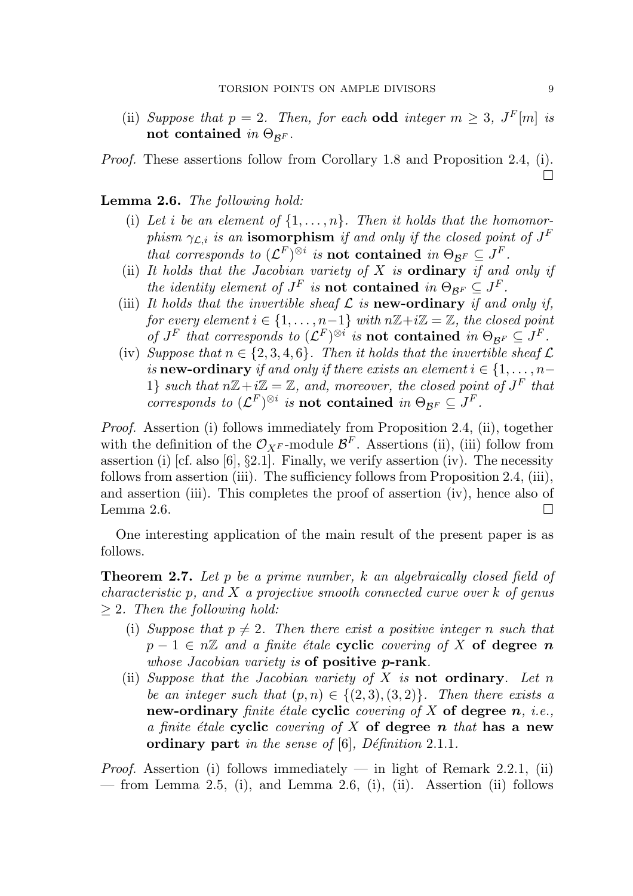(ii) *Suppose that $p = 2$. Then, for each* **odd** *integer $m \geq 3$, $J^F[m]$ is* **not contained** *in $\Theta_{\mathcal{B}^F}$.*

*Proof.* These assertions follow from Corollary 1.8 and Proposition 2.4, (i). ∎

**Lemma 2.6.** *The following hold:*

(i) *Let $i$ be an element of $\{1, \ldots, n\}$. Then it holds that the homomorphism $\gamma_{\mathcal{L},i}$ is an* **isomorphism** *if and only if the closed point of $J^F$ that corresponds to $(\mathcal{L}^F)^{\otimes i}$ is* **not contained** *in $\Theta_{\mathcal{B}^F} \subseteq J^F$.*

(ii) *It holds that the Jacobian variety of $X$ is* **ordinary** *if and only if the identity element of $J^F$ is* **not contained** *in $\Theta_{\mathcal{B}^F} \subseteq J^F$.*

(iii) *It holds that the invertible sheaf $\mathcal{L}$ is* **new-ordinary** *if and only if, for every element $i \in \{1, \ldots, n-1\}$ with $n\mathbb{Z}+i\mathbb{Z} = \mathbb{Z}$, the closed point of $J^F$ that corresponds to $(\mathcal{L}^F)^{\otimes i}$ is* **not contained** *in $\Theta_{\mathcal{B}^F} \subseteq J^F$.*

(iv) *Suppose that $n \in \{2, 3, 4, 6\}$. Then it holds that the invertible sheaf $\mathcal{L}$ is* **new-ordinary** *if and only if there exists an element $i \in \{1, \ldots, n-1\}$ such that $n\mathbb{Z}+i\mathbb{Z} = \mathbb{Z}$, and, moreover, the closed point of $J^F$ that corresponds to $(\mathcal{L}^F)^{\otimes i}$ is* **not contained** *in $\Theta_{\mathcal{B}^F} \subseteq J^F$.*

*Proof.* Assertion (i) follows immediately from Proposition 2.4, (ii), together with the definition of the $\mathcal{O}_{X^F}$-module $\mathcal{B}^F$. Assertions (ii), (iii) follow from assertion (i) [cf. also [6], §2.1]. Finally, we verify assertion (iv). The necessity follows from assertion (iii). The sufficiency follows from Proposition 2.4, (iii), and assertion (iii). This completes the proof of assertion (iv), hence also of Lemma 2.6. ∎

One interesting application of the main result of the present paper is as follows.

**Theorem 2.7.** *Let $p$ be a prime number, $k$ an algebraically closed field of characteristic $p$, and $X$ a projective smooth connected curve over $k$ of genus $\geq 2$. Then the following hold:*

(i) *Suppose that $p \neq 2$. Then there exist a positive integer $n$ such that $p - 1 \in n\mathbb{Z}$ and a finite étale* **cyclic** *covering of $X$* **of degree $n$** *whose Jacobian variety is* **of positive $p$-rank**.

(ii) *Suppose that the Jacobian variety of $X$ is* **not ordinary**. *Let $n$ be an integer such that $(p, n) \in \{(2, 3), (3, 2)\}$. Then there exists a* **new-ordinary** *finite étale* **cyclic** *covering of $X$* **of degree $n$**, *i.e., a finite étale* **cyclic** *covering of $X$* **of degree $n$** *that* **has a new ordinary part** *in the sense of [6], Définition 2.1.1.*

*Proof.* Assertion (i) follows immediately — in light of Remark 2.2.1, (ii) — from Lemma 2.5, (i), and Lemma 2.6, (i), (ii). Assertion (ii) follows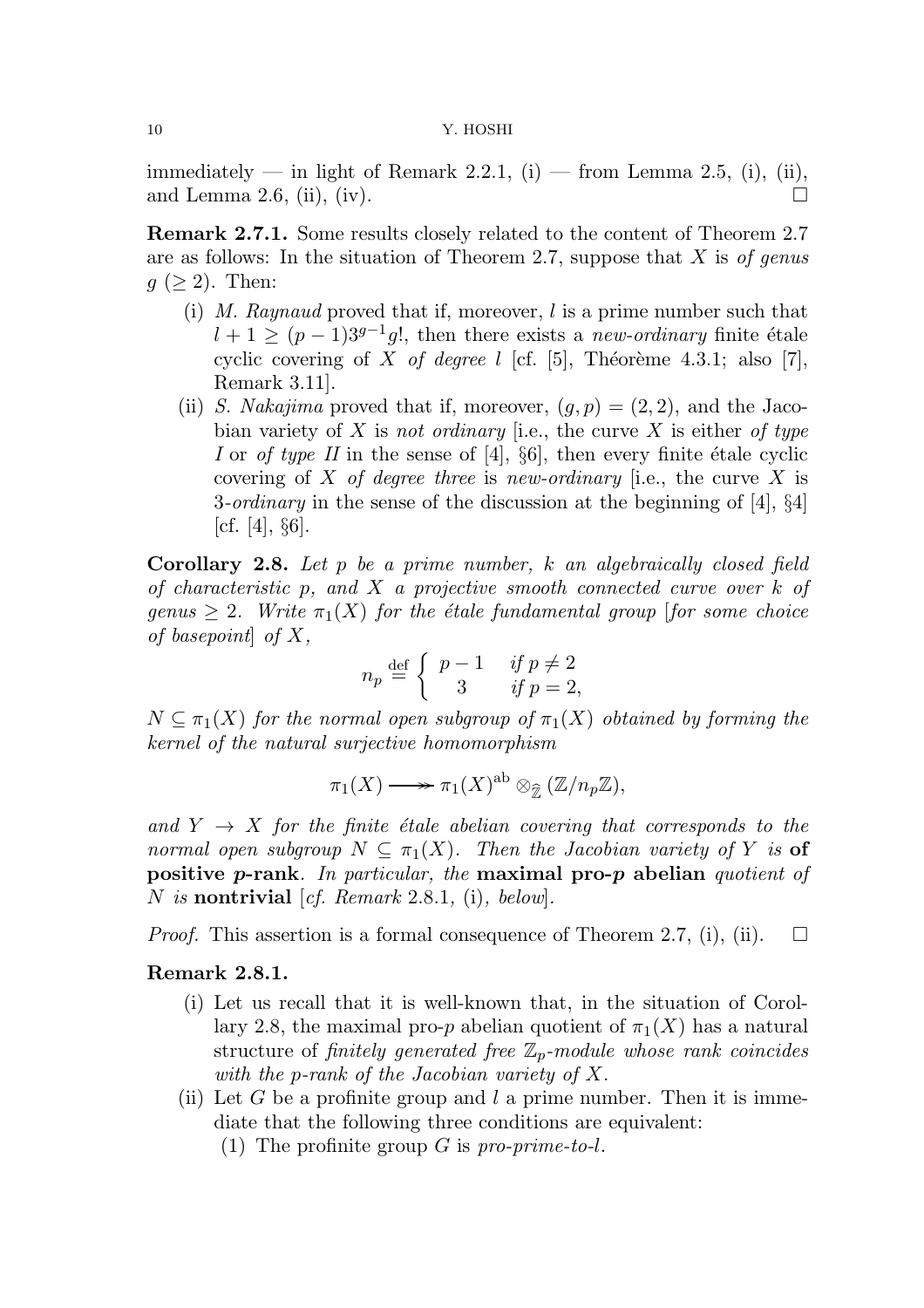immediately — in light of Remark 2.2.1, (i) — from Lemma 2.5, (i), (ii), and Lemma 2.6, (ii), (iv). $\square$

**Remark 2.7.1.** Some results closely related to the content of Theorem 2.7 are as follows: In the situation of Theorem 2.7, suppose that $X$ is *of genus* $g$ $(\geq 2)$. Then:

- (i) *M. Raynaud* proved that if, moreover, $l$ is a prime number such that $l + 1 \geq (p-1)3^{g-1}g!$, then there exists a *new-ordinary* finite étale cyclic covering of $X$ *of degree* $l$ [cf. [5], Théorème 4.3.1; also [7], Remark 3.11].
- (ii) *S. Nakajima* proved that if, moreover, $(g, p) = (2, 2)$, and the Jacobian variety of $X$ is *not ordinary* [i.e., the curve $X$ is either *of type I* or *of type II* in the sense of [4], §6], then every finite étale cyclic covering of $X$ *of degree three* is *new-ordinary* [i.e., the curve $X$ is 3*-ordinary* in the sense of the discussion at the beginning of [4], §4] [cf. [4], §6].

**Corollary 2.8.** *Let $p$ be a prime number, $k$ an algebraically closed field of characteristic $p$, and $X$ a projective smooth connected curve over $k$ of genus $\geq 2$. Write $\pi_1(X)$ for the étale fundamental group [for some choice of basepoint] of $X$,*

$$n_p \stackrel{\text{def}}{=} \begin{cases} p-1 & \text{if } p \neq 2 \\ 3 & \text{if } p = 2, \end{cases}$$

*$N \subseteq \pi_1(X)$ for the normal open subgroup of $\pi_1(X)$ obtained by forming the kernel of the natural surjective homomorphism*

$$\pi_1(X) \twoheadrightarrow \pi_1(X)^{\text{ab}} \otimes_{\widehat{\mathbb{Z}}} (\mathbb{Z}/n_p\mathbb{Z}),$$

*and $Y \to X$ for the finite étale abelian covering that corresponds to the normal open subgroup $N \subseteq \pi_1(X)$. Then the Jacobian variety of $Y$ is* **of positive *p*-rank**. *In particular, the* **maximal pro-*p* abelian** *quotient of $N$ is* **nontrivial** [*cf. Remark* 2.8.1, (i)*, below*].

*Proof.* This assertion is a formal consequence of Theorem 2.7, (i), (ii). $\square$

**Remark 2.8.1.**

- (i) Let us recall that it is well-known that, in the situation of Corollary 2.8, the maximal pro-$p$ abelian quotient of $\pi_1(X)$ has a natural structure of *finitely generated free $\mathbb{Z}_p$-module whose rank coincides with the $p$-rank of the Jacobian variety of $X$*.
- (ii) Let $G$ be a profinite group and $l$ a prime number. Then it is immediate that the following three conditions are equivalent:
  - (1) The profinite group $G$ is *pro-prime-to-$l$*.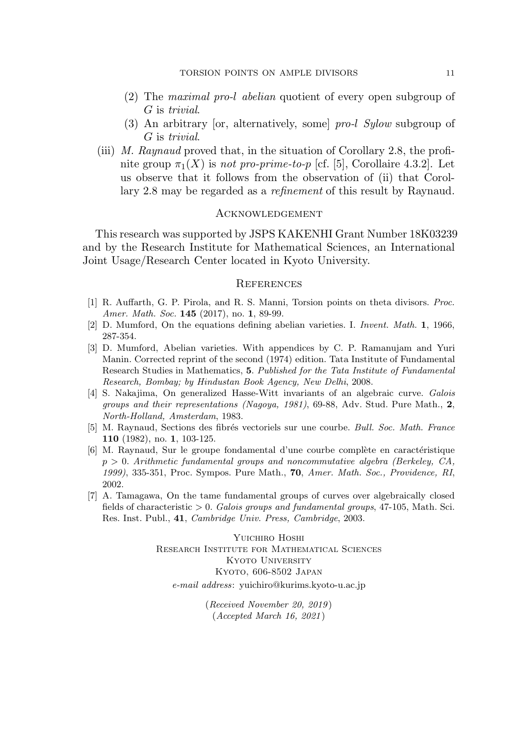(2) The *maximal pro-l abelian* quotient of every open subgroup of $G$ is *trivial*.

(3) An arbitrary [or, alternatively, some] *pro-l Sylow* subgroup of $G$ is *trivial*.

(iii) *M. Raynaud* proved that, in the situation of Corollary 2.8, the profinite group $\pi_1(X)$ is *not pro-prime-to-p* [cf. [5], Corollaire 4.3.2]. Let us observe that it follows from the observation of (ii) that Corollary 2.8 may be regarded as a *refinement* of this result by Raynaud.

## Acknowledgement

This research was supported by JSPS KAKENHI Grant Number 18K03239 and by the Research Institute for Mathematical Sciences, an International Joint Usage/Research Center located in Kyoto University.

## References

[1] R. Auffarth, G. P. Pirola, and R. S. Manni, Torsion points on theta divisors. *Proc. Amer. Math. Soc.* **145** (2017), no. **1**, 89-99.

[2] D. Mumford, On the equations defining abelian varieties. I. *Invent. Math.* **1**, 1966, 287-354.

[3] D. Mumford, Abelian varieties. With appendices by C. P. Ramanujam and Yuri Manin. Corrected reprint of the second (1974) edition. Tata Institute of Fundamental Research Studies in Mathematics, **5**. *Published for the Tata Institute of Fundamental Research, Bombay; by Hindustan Book Agency, New Delhi*, 2008.

[4] S. Nakajima, On generalized Hasse-Witt invariants of an algebraic curve. *Galois groups and their representations (Nagoya, 1981)*, 69-88, Adv. Stud. Pure Math., **2**, *North-Holland, Amsterdam*, 1983.

[5] M. Raynaud, Sections des fibrés vectoriels sur une courbe. *Bull. Soc. Math. France* **110** (1982), no. **1**, 103-125.

[6] M. Raynaud, Sur le groupe fondamental d'une courbe complète en caractéristique $p > 0$. *Arithmetic fundamental groups and noncommutative algebra (Berkeley, CA, 1999)*, 335-351, Proc. Sympos. Pure Math., **70**, *Amer. Math. Soc., Providence, RI*, 2002.

[7] A. Tamagawa, On the tame fundamental groups of curves over algebraically closed fields of characteristic $> 0$. *Galois groups and fundamental groups*, 47-105, Math. Sci. Res. Inst. Publ., **41**, *Cambridge Univ. Press, Cambridge*, 2003.

Yuichiro Hoshi
Research Institute for Mathematical Sciences
Kyoto University
Kyoto, 606-8502 Japan
*e-mail address*: yuichiro@kurims.kyoto-u.ac.jp

(*Received November 20, 2019*)
(*Accepted March 16, 2021*)